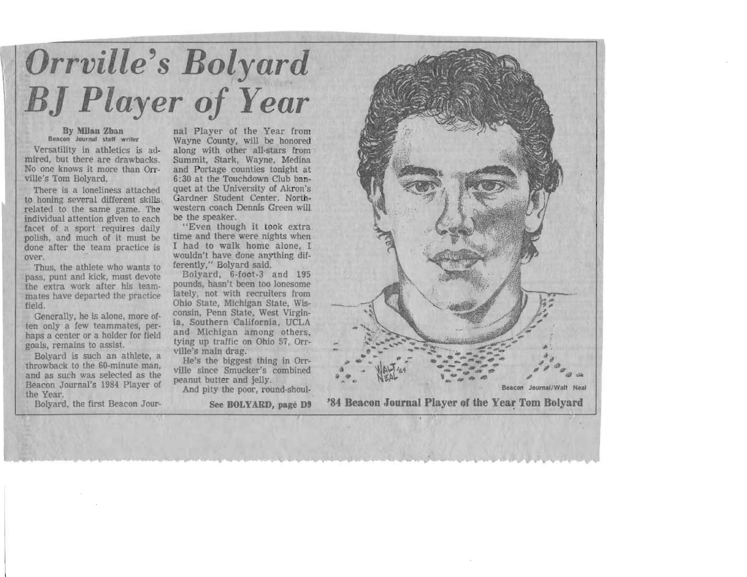# Orrville's Bolyard BJ Player of Year

**By Milan Zban**
Beacon Journal staff writer

Versatility in athletics is admired, but there are drawbacks. No one knows it more than Orrville's Tom Bolyard.

There is a loneliness attached to honing several different skills related to the same game. The individual attention given to each facet of a sport requires daily polish, and much of it must be done after the team practice is over.

Thus, the athlete who wants to pass, punt and kick, must devote the extra work after his teammates have departed the practice field.

Generally, he is alone, more often only a few teammates, perhaps a center or a holder for field goals, remains to assist.

Bolyard is such an athlete, a throwback to the 60-minute man, and as such was selected as the Beacon Journal's 1984 Player of the Year.

Bolyard, the first Beacon Journal Player of the Year from Wayne County, will be honored along with other all-stars from Summit, Stark, Wayne, Medina and Portage counties tonight at 6:30 at the Touchdown Club banquet at the University of Akron's Gardner Student Center. Northwestern coach Dennis Green will be the speaker.

"Even though it took extra time and there were nights when I had to walk home alone, I wouldn't have done anything differently," Bolyard said.

Bolyard, 6-foot-3 and 195 pounds, hasn't been too lonesome lately, not with recruiters from Ohio State, Michigan State, Wisconsin, Penn State, West Virginia, Southern California, UCLA and Michigan among others, tying up traffic on Ohio 57, Orrville's main drag.

He's the biggest thing in Orrville since Smucker's combined peanut butter and jelly.

And pity the poor, round-shoul-

**See BOLYARD, page D9**

Beacon Journal/Walt Neal

**'84 Beacon Journal Player of the Year Tom Bolyard**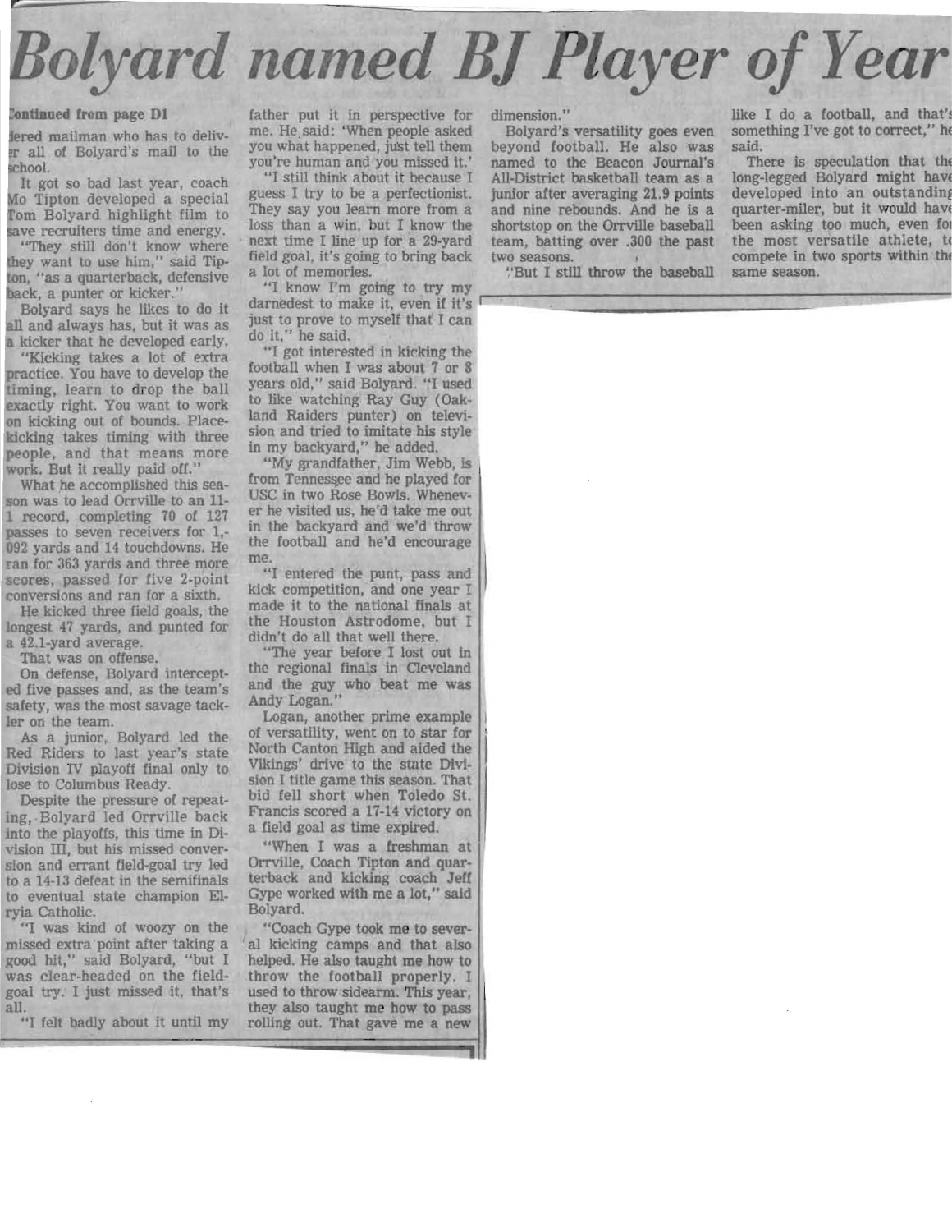# Bolyard named BJ Player of Year

Continued from page D1

dered mailman who has to deliver all of Bolyard's mail to the school.

It got so bad last year, coach Mo Tipton developed a special Tom Bolyard highlight film to save recruiters time and energy.

"They still don't know where they want to use him," said Tipton, "as a quarterback, defensive back, a punter or kicker."

Bolyard says he likes to do it all and always has, but it was as a kicker that he developed early.

"Kicking takes a lot of extra practice. You have to develop the timing, learn to drop the ball exactly right. You want to work on kicking out of bounds. Placekicking takes timing with three people, and that means more work. But it really paid off."

What he accomplished this season was to lead Orrville to an 11-1 record, completing 70 of 127 passes to seven receivers for 1,092 yards and 14 touchdowns. He ran for 363 yards and three more scores, passed for five 2-point conversions and ran for a sixth.

He kicked three field goals, the longest 47 yards, and punted for a 42.1-yard average.

That was on offense.

On defense, Bolyard intercepted five passes and, as the team's safety, was the most savage tackler on the team.

As a junior, Bolyard led the Red Riders to last year's state Division IV playoff final only to lose to Columbus Ready.

Despite the pressure of repeating, Bolyard led Orrville back into the playoffs, this time in Division III, but his missed conversion and errant field-goal try led to a 14-13 defeat in the semifinals to eventual state champion Elryia Catholic.

"I was kind of woozy on the missed extra point after taking a good hit," said Bolyard, "but I was clear-headed on the field-goal try. I just missed it, that's all.

"I felt badly about it until my father put it in perspective for me. He said: 'When people asked you what happened, just tell them you're human and you missed it.'

"I still think about it because I guess I try to be a perfectionist. They say you learn more from a loss than a win, but I know the next time I line up for a 29-yard field goal, it's going to bring back a lot of memories.

"I know I'm going to try my darnedest to make it, even if it's just to prove to myself that I can do it," he said.

"I got interested in kicking the football when I was about 7 or 8 years old," said Bolyard. "I used to like watching Ray Guy (Oakland Raiders punter) on television and tried to imitate his style in my backyard," he added.

"My grandfather, Jim Webb, is from Tennessee and he played for USC in two Rose Bowls. Whenever he visited us, he'd take me out in the backyard and we'd throw the football and he'd encourage me.

"I entered the punt, pass and kick competition, and one year I made it to the national finals at the Houston Astrodome, but I didn't do all that well there.

"The year before I lost out in the regional finals in Cleveland and the guy who beat me was Andy Logan."

Logan, another prime example of versatility, went on to star for North Canton High and aided the Vikings' drive to the state Division I title game this season. That bid fell short when Toledo St. Francis scored a 17-14 victory on a field goal as time expired.

"When I was a freshman at Orrville, Coach Tipton and quarterback and kicking coach Jeff Gype worked with me a lot," said Bolyard.

"Coach Gype took me to several kicking camps and that also helped. He also taught me how to throw the football properly. I used to throw sidearm. This year, they also taught me how to pass rolling out. That gave me a new dimension."

Bolyard's versatility goes even beyond football. He also was named to the Beacon Journal's All-District basketball team as a junior after averaging 21.9 points and nine rebounds. And he is a shortstop on the Orrville baseball team, batting over .300 the past two seasons.

"But I still throw the baseball like I do a football, and that's something I've got to correct," he said.

There is speculation that the long-legged Bolyard might have developed into an outstanding quarter-miler, but it would have been asking too much, even for the most versatile athlete, to compete in two sports within the same season.